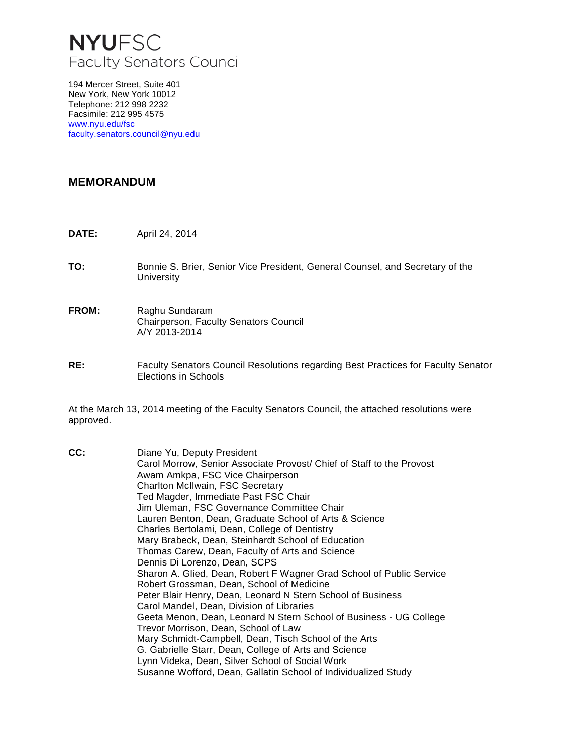# NYUFSC
Faculty Senators Council

194 Mercer Street, Suite 401
New York, New York 10012
Telephone: 212 998 2232
Facsimile: 212 995 4575
www.nyu.edu/fsc
faculty.senators.council@nyu.edu

## MEMORANDUM

**DATE:** April 24, 2014

**TO:** Bonnie S. Brier, Senior Vice President, General Counsel, and Secretary of the University

**FROM:** Raghu Sundaram
Chairperson, Faculty Senators Council
A/Y 2013-2014

**RE:** Faculty Senators Council Resolutions regarding Best Practices for Faculty Senator Elections in Schools

At the March 13, 2014 meeting of the Faculty Senators Council, the attached resolutions were approved.

**CC:** Diane Yu, Deputy President
Carol Morrow, Senior Associate Provost/ Chief of Staff to the Provost
Awam Amkpa, FSC Vice Chairperson
Charlton McIlwain, FSC Secretary
Ted Magder, Immediate Past FSC Chair
Jim Uleman, FSC Governance Committee Chair
Lauren Benton, Dean, Graduate School of Arts & Science
Charles Bertolami, Dean, College of Dentistry
Mary Brabeck, Dean, Steinhardt School of Education
Thomas Carew, Dean, Faculty of Arts and Science
Dennis Di Lorenzo, Dean, SCPS
Sharon A. Glied, Dean, Robert F Wagner Grad School of Public Service
Robert Grossman, Dean, School of Medicine
Peter Blair Henry, Dean, Leonard N Stern School of Business
Carol Mandel, Dean, Division of Libraries
Geeta Menon, Dean, Leonard N Stern School of Business - UG College
Trevor Morrison, Dean, School of Law
Mary Schmidt-Campbell, Dean, Tisch School of the Arts
G. Gabrielle Starr, Dean, College of Arts and Science
Lynn Videka, Dean, Silver School of Social Work
Susanne Wofford, Dean, Gallatin School of Individualized Study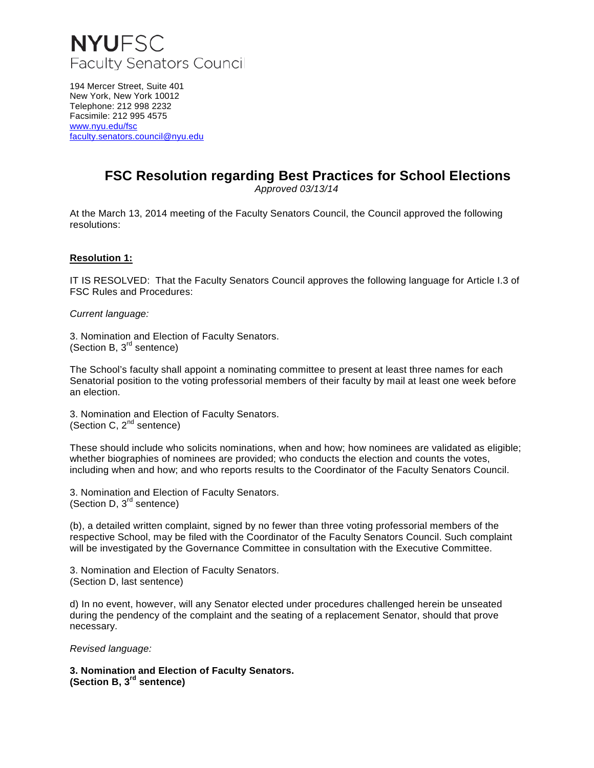# NYUFSC
Faculty Senators Council

194 Mercer Street, Suite 401
New York, New York 10012
Telephone: 212 998 2232
Facsimile: 212 995 4575
www.nyu.edu/fsc
faculty.senators.council@nyu.edu

## FSC Resolution regarding Best Practices for School Elections

*Approved 03/13/14*

At the March 13, 2014 meeting of the Faculty Senators Council, the Council approved the following resolutions:

**Resolution 1:**

IT IS RESOLVED: That the Faculty Senators Council approves the following language for Article I.3 of FSC Rules and Procedures:

*Current language:*

3. Nomination and Election of Faculty Senators.
(Section B, 3rd sentence)

The School's faculty shall appoint a nominating committee to present at least three names for each Senatorial position to the voting professorial members of their faculty by mail at least one week before an election.

3. Nomination and Election of Faculty Senators.
(Section C, 2nd sentence)

These should include who solicits nominations, when and how; how nominees are validated as eligible; whether biographies of nominees are provided; who conducts the election and counts the votes, including when and how; and who reports results to the Coordinator of the Faculty Senators Council.

3. Nomination and Election of Faculty Senators.
(Section D, 3rd sentence)

(b), a detailed written complaint, signed by no fewer than three voting professorial members of the respective School, may be filed with the Coordinator of the Faculty Senators Council. Such complaint will be investigated by the Governance Committee in consultation with the Executive Committee.

3. Nomination and Election of Faculty Senators.
(Section D, last sentence)

d) In no event, however, will any Senator elected under procedures challenged herein be unseated during the pendency of the complaint and the seating of a replacement Senator, should that prove necessary.

*Revised language:*

**3. Nomination and Election of Faculty Senators.**
**(Section B, 3rd sentence)**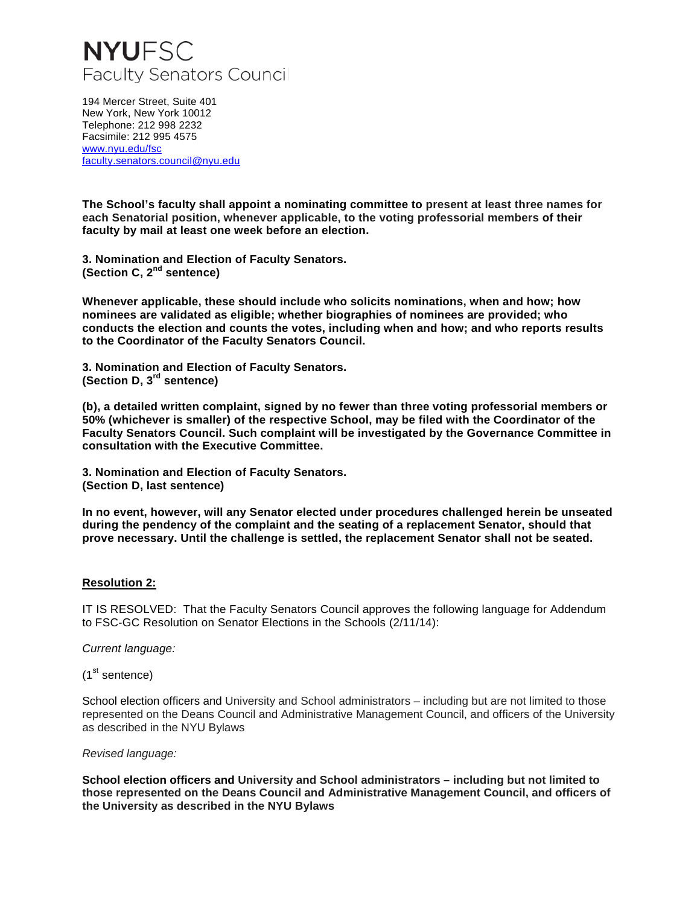# NYUFSC
Faculty Senators Council

194 Mercer Street, Suite 401
New York, New York 10012
Telephone: 212 998 2232
Facsimile: 212 995 4575
www.nyu.edu/fsc
faculty.senators.council@nyu.edu

**The School's faculty shall appoint a nominating committee to present at least three names for each Senatorial position, whenever applicable, to the voting professorial members of their faculty by mail at least one week before an election.**

**3. Nomination and Election of Faculty Senators.**
**(Section C, 2nd sentence)**

**Whenever applicable, these should include who solicits nominations, when and how; how nominees are validated as eligible; whether biographies of nominees are provided; who conducts the election and counts the votes, including when and how; and who reports results to the Coordinator of the Faculty Senators Council.**

**3. Nomination and Election of Faculty Senators.**
**(Section D, 3rd sentence)**

**(b), a detailed written complaint, signed by no fewer than three voting professorial members or 50% (whichever is smaller) of the respective School, may be filed with the Coordinator of the Faculty Senators Council. Such complaint will be investigated by the Governance Committee in consultation with the Executive Committee.**

**3. Nomination and Election of Faculty Senators.**
**(Section D, last sentence)**

**In no event, however, will any Senator elected under procedures challenged herein be unseated during the pendency of the complaint and the seating of a replacement Senator, should that prove necessary. Until the challenge is settled, the replacement Senator shall not be seated.**

**Resolution 2:**

IT IS RESOLVED: That the Faculty Senators Council approves the following language for Addendum to FSC-GC Resolution on Senator Elections in the Schools (2/11/14):

*Current language:*

(1st sentence)

School election officers and University and School administrators – including but are not limited to those represented on the Deans Council and Administrative Management Council, and officers of the University as described in the NYU Bylaws

*Revised language:*

**School election officers and University and School administrators – including but not limited to those represented on the Deans Council and Administrative Management Council, and officers of the University as described in the NYU Bylaws**